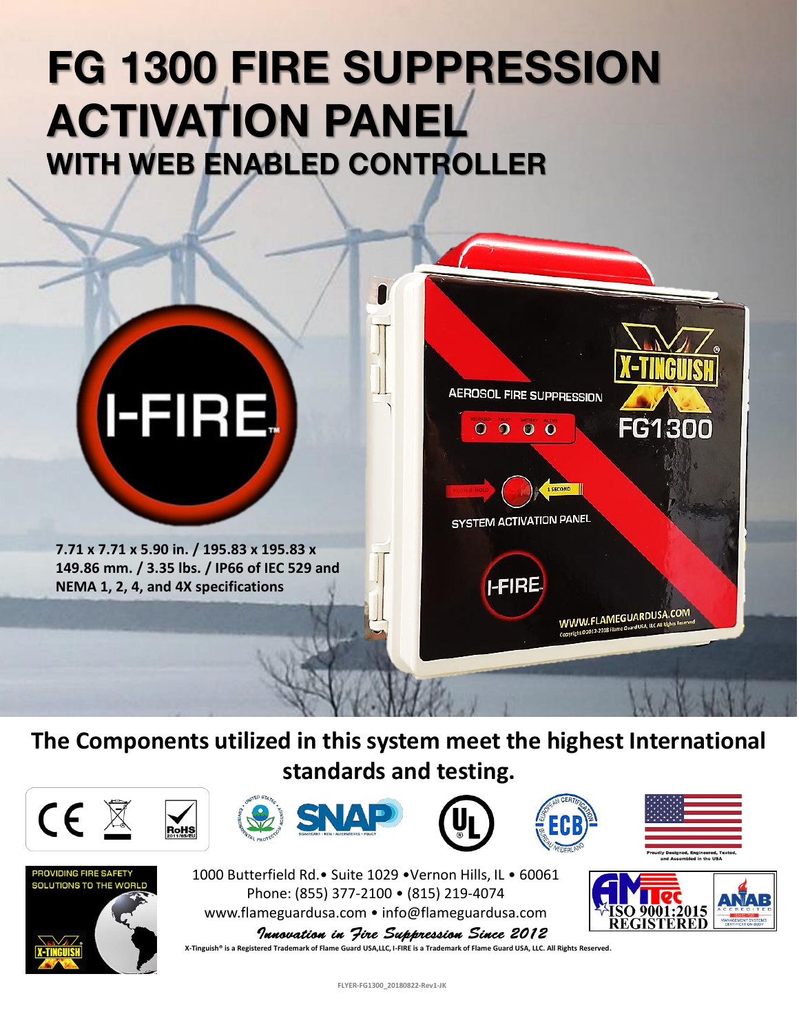# FG 1300 FIRE SUPPRESSION ACTIVATION PANEL

## WITH WEB ENABLED CONTROLLER

**7.71 x 7.71 x 5.90 in. / 195.83 x 195.83 x 149.86 mm. / 3.35 lbs. / IP66 of IEC 529 and NEMA 1, 2, 4, and 4X specifications**

## The Components utilized in this system meet the highest International standards and testing.

Proudly Designed, Engineered, Tested, and Assembled in the USA

PROVIDING FIRE SAFETY SOLUTIONS TO THE WORLD

1000 Butterfield Rd.• Suite 1029 •Vernon Hills, IL • 60061
Phone: (855) 377-2100 • (815) 219-4074
www.flameguardusa.com • info@flameguardusa.com

*Innovation in Fire Suppression Since 2012*

**X-Tinguish® is a Registered Trademark of Flame Guard USA,LLC, I-FIRE is a Trademark of Flame Guard USA, LLC. All Rights Reserved.**

ISO 9001:2015 REGISTERED

FLYER-FG1300_20180822-Rev1-JK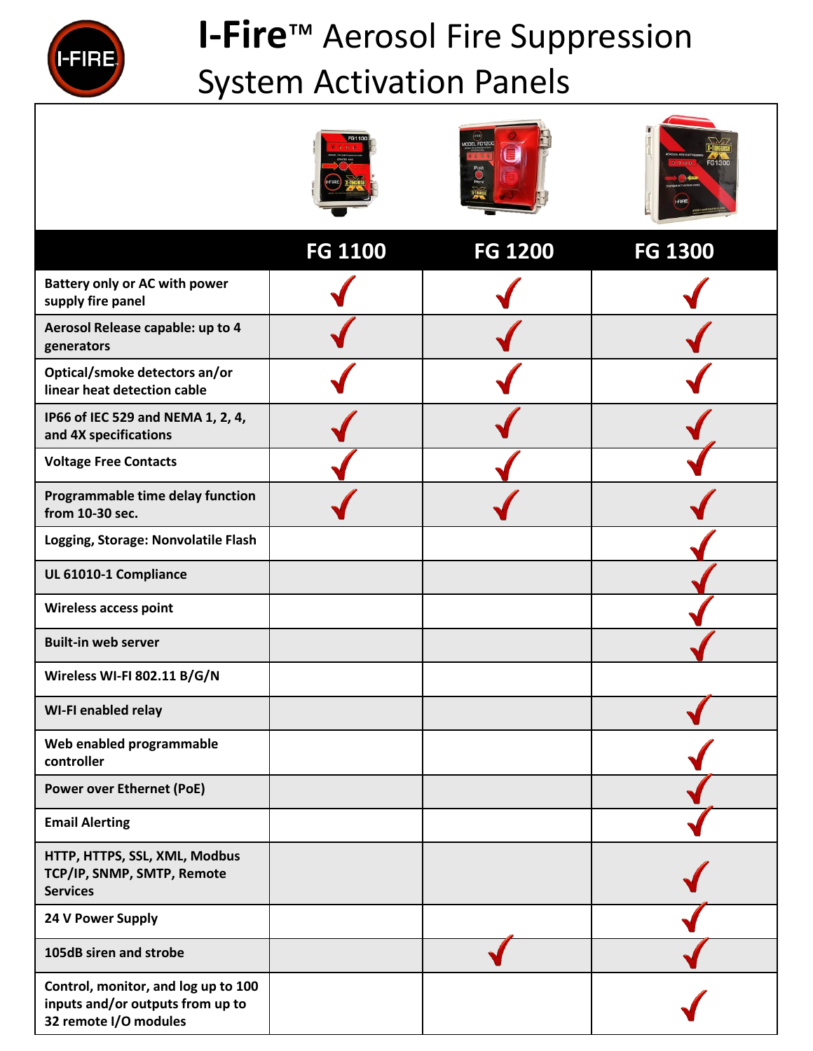# I-Fire™ Aerosol Fire Suppression System Activation Panels

| | FG 1100 | FG 1200 | FG 1300 |
|---|---|---|---|
| Battery only or AC with power supply fire panel | ✓ | ✓ | ✓ |
| Aerosol Release capable: up to 4 generators | ✓ | ✓ | ✓ |
| Optical/smoke detectors an/or linear heat detection cable | ✓ | ✓ | ✓ |
| IP66 of IEC 529 and NEMA 1, 2, 4, and 4X specifications | ✓ | ✓ | ✓ |
| Voltage Free Contacts | ✓ | ✓ | ✓ |
| Programmable time delay function from 10-30 sec. | ✓ | ✓ | ✓ |
| Logging, Storage: Nonvolatile Flash | | | ✓ |
| UL 61010-1 Compliance | | | ✓ |
| Wireless access point | | | ✓ |
| Built-in web server | | | ✓ |
| Wireless WI-FI 802.11 B/G/N | | | |
| WI-FI enabled relay | | | ✓ |
| Web enabled programmable controller | | | ✓ |
| Power over Ethernet (PoE) | | | ✓ |
| Email Alerting | | | ✓ |
| HTTP, HTTPS, SSL, XML, Modbus TCP/IP, SNMP, SMTP, Remote Services | | | ✓ |
| 24 V Power Supply | | | ✓ |
| 105dB siren and strobe | | ✓ | ✓ |
| Control, monitor, and log up to 100 inputs and/or outputs from up to 32 remote I/O modules | | | ✓ |